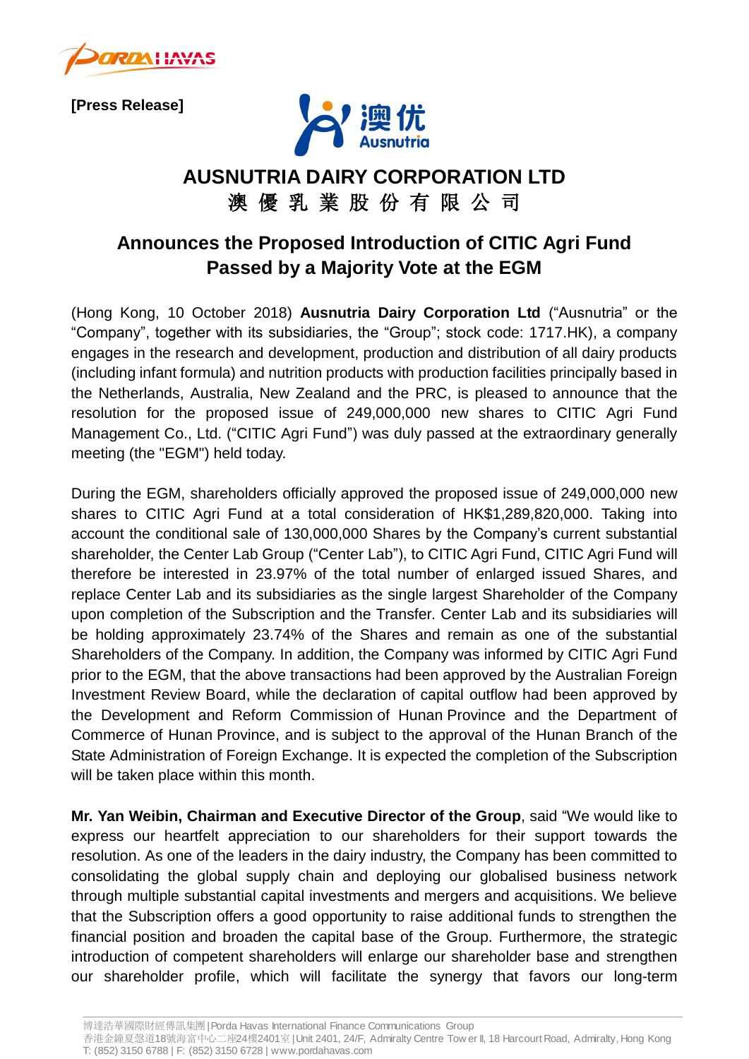**[Press Release]**

# AUSNUTRIA DAIRY CORPORATION LTD
# 澳 優 乳 業 股 份 有 限 公 司

## Announces the Proposed Introduction of CITIC Agri Fund Passed by a Majority Vote at the EGM

(Hong Kong, 10 October 2018) **Ausnutria Dairy Corporation Ltd** ("Ausnutria" or the "Company", together with its subsidiaries, the "Group"; stock code: 1717.HK), a company engages in the research and development, production and distribution of all dairy products (including infant formula) and nutrition products with production facilities principally based in the Netherlands, Australia, New Zealand and the PRC, is pleased to announce that the resolution for the proposed issue of 249,000,000 new shares to CITIC Agri Fund Management Co., Ltd. ("CITIC Agri Fund") was duly passed at the extraordinary generally meeting (the "EGM") held today.

During the EGM, shareholders officially approved the proposed issue of 249,000,000 new shares to CITIC Agri Fund at a total consideration of HK$1,289,820,000. Taking into account the conditional sale of 130,000,000 Shares by the Company's current substantial shareholder, the Center Lab Group ("Center Lab"), to CITIC Agri Fund, CITIC Agri Fund will therefore be interested in 23.97% of the total number of enlarged issued Shares, and replace Center Lab and its subsidiaries as the single largest Shareholder of the Company upon completion of the Subscription and the Transfer. Center Lab and its subsidiaries will be holding approximately 23.74% of the Shares and remain as one of the substantial Shareholders of the Company. In addition, the Company was informed by CITIC Agri Fund prior to the EGM, that the above transactions had been approved by the Australian Foreign Investment Review Board, while the declaration of capital outflow had been approved by the Development and Reform Commission of Hunan Province and the Department of Commerce of Hunan Province, and is subject to the approval of the Hunan Branch of the State Administration of Foreign Exchange. It is expected the completion of the Subscription will be taken place within this month.

**Mr. Yan Weibin, Chairman and Executive Director of the Group**, said "We would like to express our heartfelt appreciation to our shareholders for their support towards the resolution. As one of the leaders in the dairy industry, the Company has been committed to consolidating the global supply chain and deploying our globalised business network through multiple substantial capital investments and mergers and acquisitions. We believe that the Subscription offers a good opportunity to raise additional funds to strengthen the financial position and broaden the capital base of the Group. Furthermore, the strategic introduction of competent shareholders will enlarge our shareholder base and strengthen our shareholder profile, which will facilitate the synergy that favors our long-term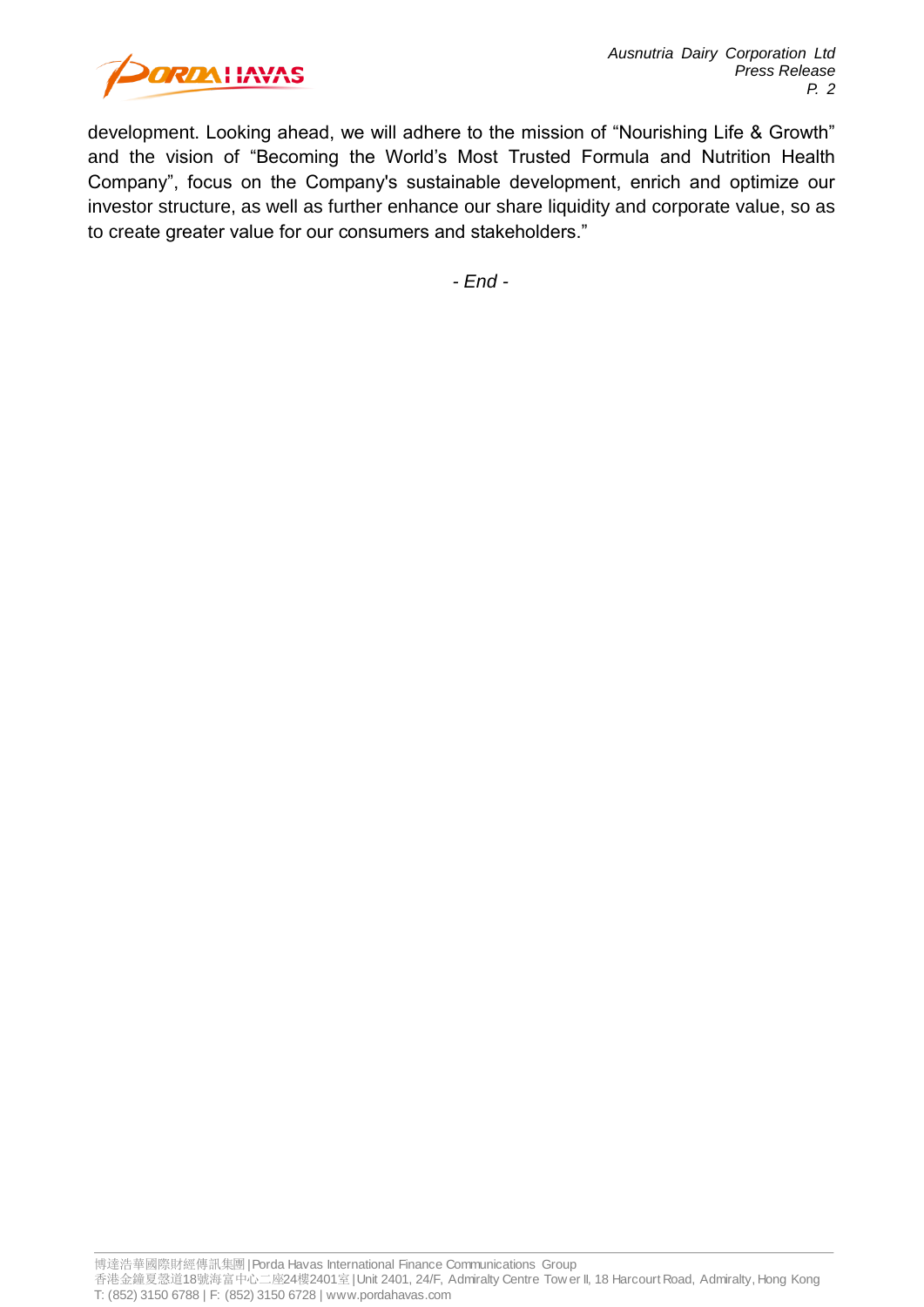development. Looking ahead, we will adhere to the mission of “Nourishing Life & Growth” and the vision of “Becoming the World’s Most Trusted Formula and Nutrition Health Company”, focus on the Company's sustainable development, enrich and optimize our investor structure, as well as further enhance our share liquidity and corporate value, so as to create greater value for our consumers and stakeholders.”

*- End -*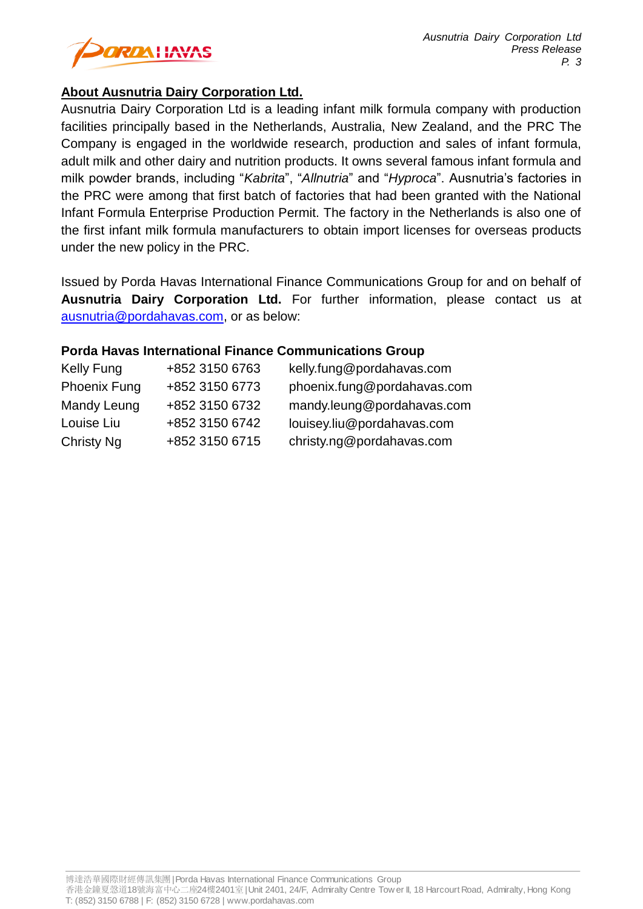## About Ausnutria Dairy Corporation Ltd.

Ausnutria Dairy Corporation Ltd is a leading infant milk formula company with production facilities principally based in the Netherlands, Australia, New Zealand, and the PRC The Company is engaged in the worldwide research, production and sales of infant formula, adult milk and other dairy and nutrition products. It owns several famous infant formula and milk powder brands, including "*Kabrita*", "*Allnutria*" and "*Hyproca*". Ausnutria's factories in the PRC were among that first batch of factories that had been granted with the National Infant Formula Enterprise Production Permit. The factory in the Netherlands is also one of the first infant milk formula manufacturers to obtain import licenses for overseas products under the new policy in the PRC.

Issued by Porda Havas International Finance Communications Group for and on behalf of **Ausnutria Dairy Corporation Ltd.** For further information, please contact us at ausnutria@pordahavas.com, or as below:

**Porda Havas International Finance Communications Group**

| | | |
|---|---|---|
| Kelly Fung | +852 3150 6763 | kelly.fung@pordahavas.com |
| Phoenix Fung | +852 3150 6773 | phoenix.fung@pordahavas.com |
| Mandy Leung | +852 3150 6732 | mandy.leung@pordahavas.com |
| Louise Liu | +852 3150 6742 | louisey.liu@pordahavas.com |
| Christy Ng | +852 3150 6715 | christy.ng@pordahavas.com |